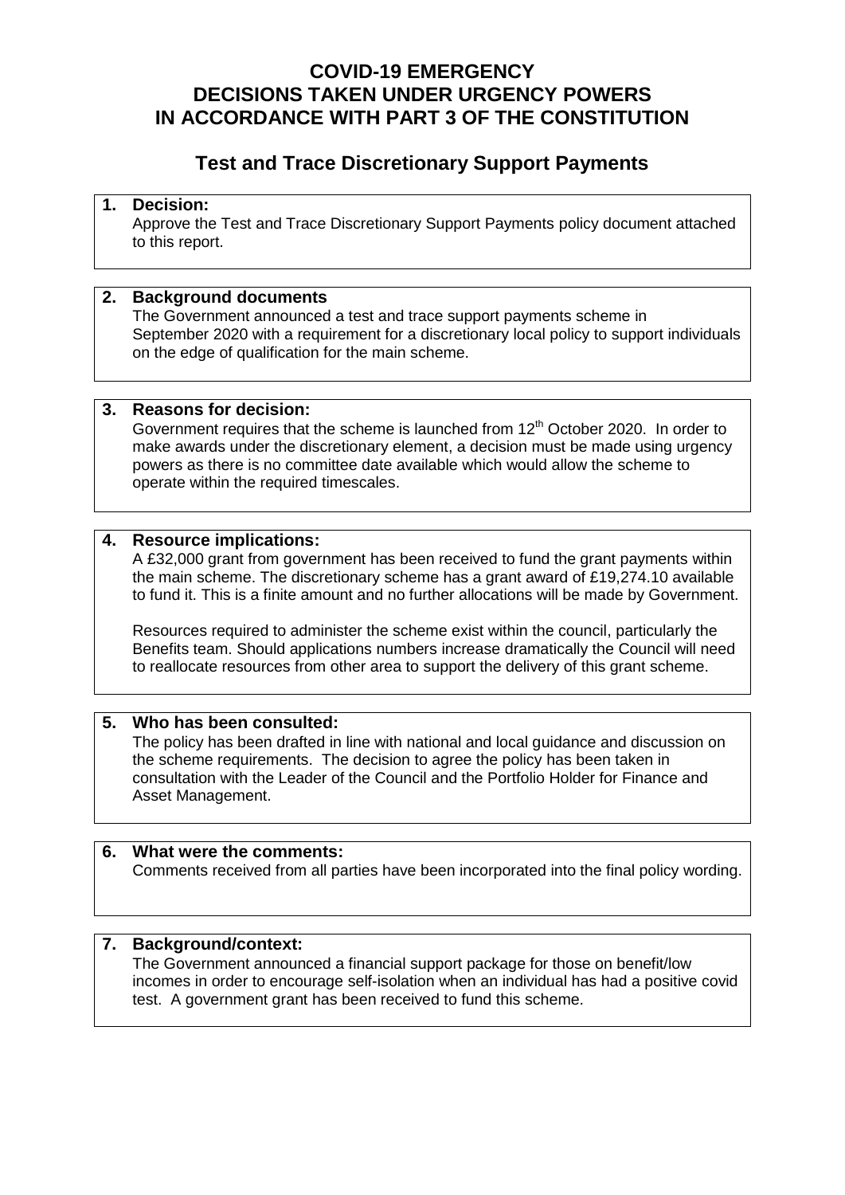# COVID-19 EMERGENCY
# DECISIONS TAKEN UNDER URGENCY POWERS
# IN ACCORDANCE WITH PART 3 OF THE CONSTITUTION

## Test and Trace Discretionary Support Payments

**1. Decision:**

Approve the Test and Trace Discretionary Support Payments policy document attached to this report.

**2. Background documents**

The Government announced a test and trace support payments scheme in September 2020 with a requirement for a discretionary local policy to support individuals on the edge of qualification for the main scheme.

**3. Reasons for decision:**

Government requires that the scheme is launched from 12th October 2020. In order to make awards under the discretionary element, a decision must be made using urgency powers as there is no committee date available which would allow the scheme to operate within the required timescales.

**4. Resource implications:**

A £32,000 grant from government has been received to fund the grant payments within the main scheme. The discretionary scheme has a grant award of £19,274.10 available to fund it. This is a finite amount and no further allocations will be made by Government.

Resources required to administer the scheme exist within the council, particularly the Benefits team. Should applications numbers increase dramatically the Council will need to reallocate resources from other area to support the delivery of this grant scheme.

**5. Who has been consulted:**

The policy has been drafted in line with national and local guidance and discussion on the scheme requirements. The decision to agree the policy has been taken in consultation with the Leader of the Council and the Portfolio Holder for Finance and Asset Management.

**6. What were the comments:**

Comments received from all parties have been incorporated into the final policy wording.

**7. Background/context:**

The Government announced a financial support package for those on benefit/low incomes in order to encourage self-isolation when an individual has had a positive covid test. A government grant has been received to fund this scheme.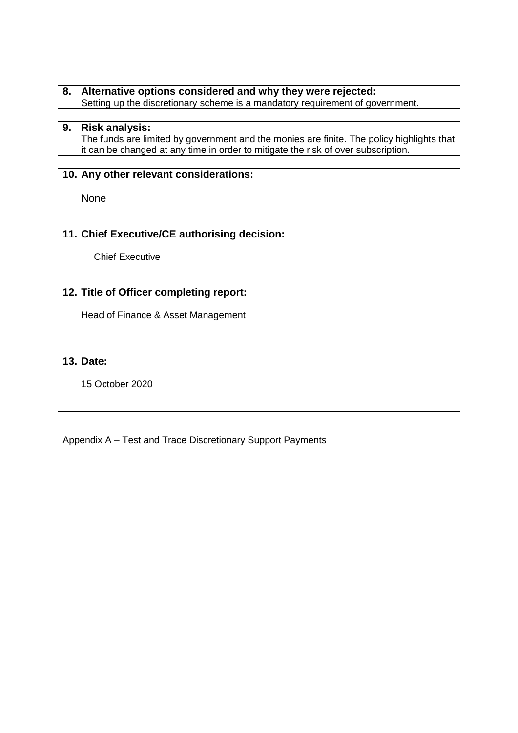## 8. Alternative options considered and why they were rejected:

Setting up the discretionary scheme is a mandatory requirement of government.

## 9. Risk analysis:

The funds are limited by government and the monies are finite. The policy highlights that it can be changed at any time in order to mitigate the risk of over subscription.

## 10. Any other relevant considerations:

None

## 11. Chief Executive/CE authorising decision:

Chief Executive

## 12. Title of Officer completing report:

Head of Finance & Asset Management

## 13. Date:

15 October 2020

Appendix A – Test and Trace Discretionary Support Payments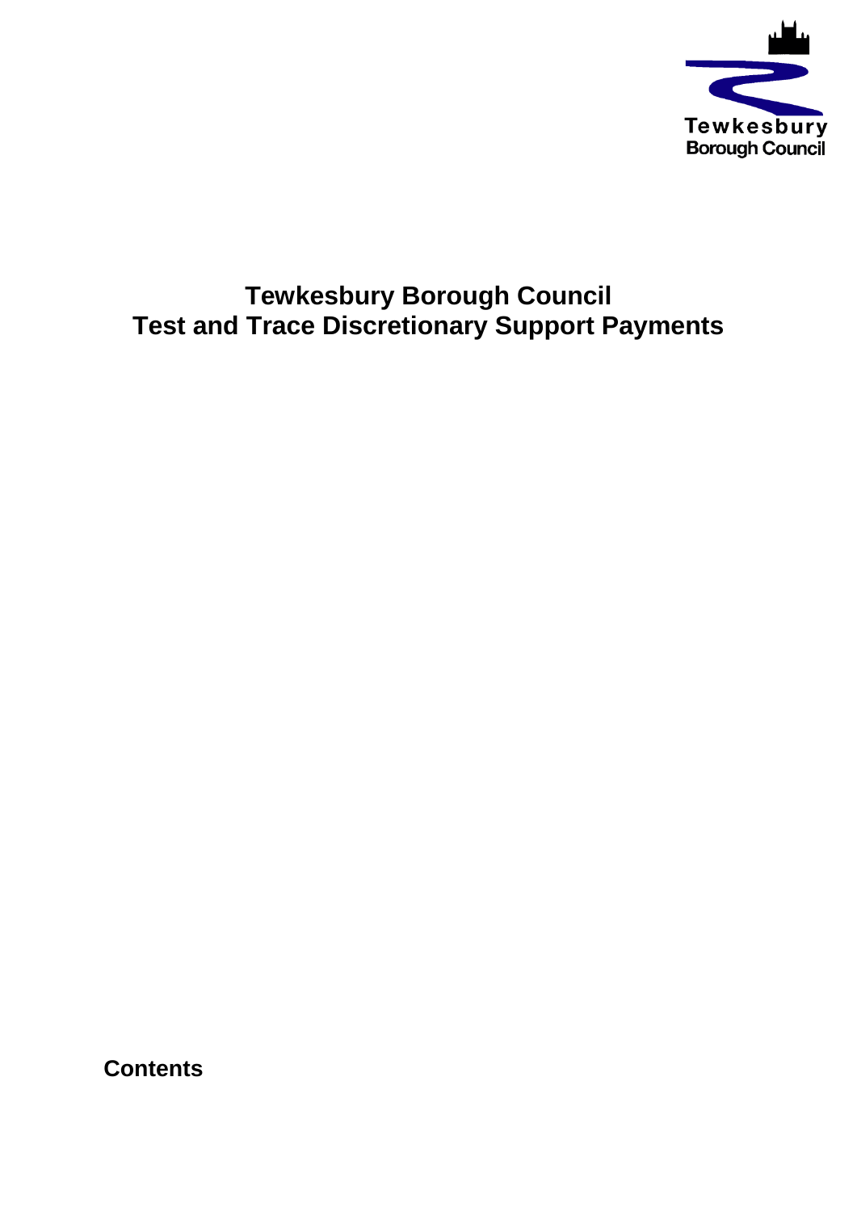Tewkesbury
Borough Council

# Tewkesbury Borough Council
# Test and Trace Discretionary Support Payments

## Contents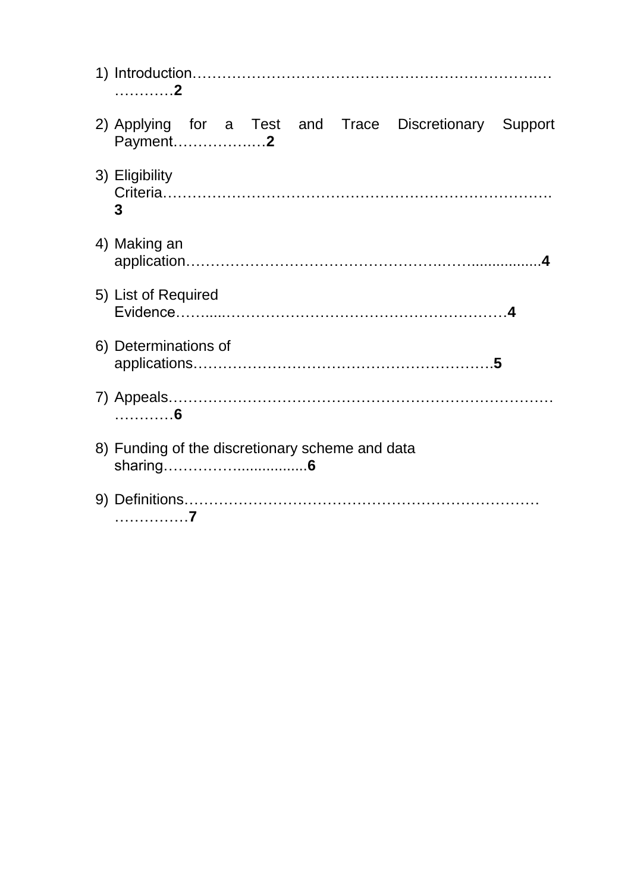1) Introduction…………………………………………………………………2
2) Applying for a Test and Trace Discretionary Support Payment………………2
3) Eligibility Criteria………………………………………………………………3
4) Making an application…………………………………………………………4
5) List of Required Evidence………………………………………………………4
6) Determinations of applications…………………………………………………5
7) Appeals……………………………………………………………………………6
8) Funding of the discretionary scheme and data sharing……………………6
9) Definitions…………………………………………………………………………7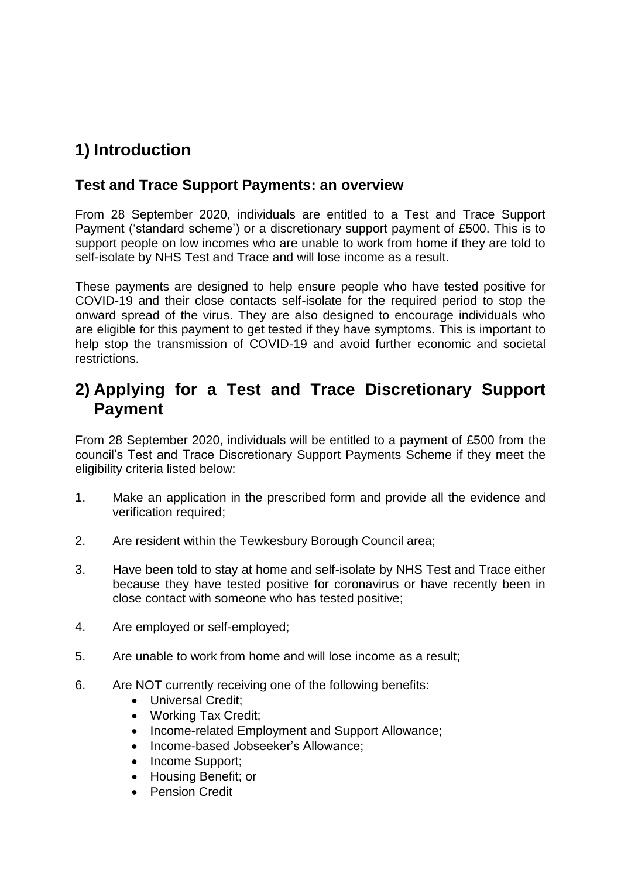## 1) Introduction

### Test and Trace Support Payments: an overview

From 28 September 2020, individuals are entitled to a Test and Trace Support Payment ('standard scheme') or a discretionary support payment of £500. This is to support people on low incomes who are unable to work from home if they are told to self-isolate by NHS Test and Trace and will lose income as a result.

These payments are designed to help ensure people who have tested positive for COVID-19 and their close contacts self-isolate for the required period to stop the onward spread of the virus. They are also designed to encourage individuals who are eligible for this payment to get tested if they have symptoms. This is important to help stop the transmission of COVID-19 and avoid further economic and societal restrictions.

## 2) Applying for a Test and Trace Discretionary Support Payment

From 28 September 2020, individuals will be entitled to a payment of £500 from the council's Test and Trace Discretionary Support Payments Scheme if they meet the eligibility criteria listed below:

1. Make an application in the prescribed form and provide all the evidence and verification required;
2. Are resident within the Tewkesbury Borough Council area;
3. Have been told to stay at home and self-isolate by NHS Test and Trace either because they have tested positive for coronavirus or have recently been in close contact with someone who has tested positive;
4. Are employed or self-employed;
5. Are unable to work from home and will lose income as a result;
6. Are NOT currently receiving one of the following benefits:
   - Universal Credit;
   - Working Tax Credit;
   - Income-related Employment and Support Allowance;
   - Income-based Jobseeker's Allowance;
   - Income Support;
   - Housing Benefit; or
   - Pension Credit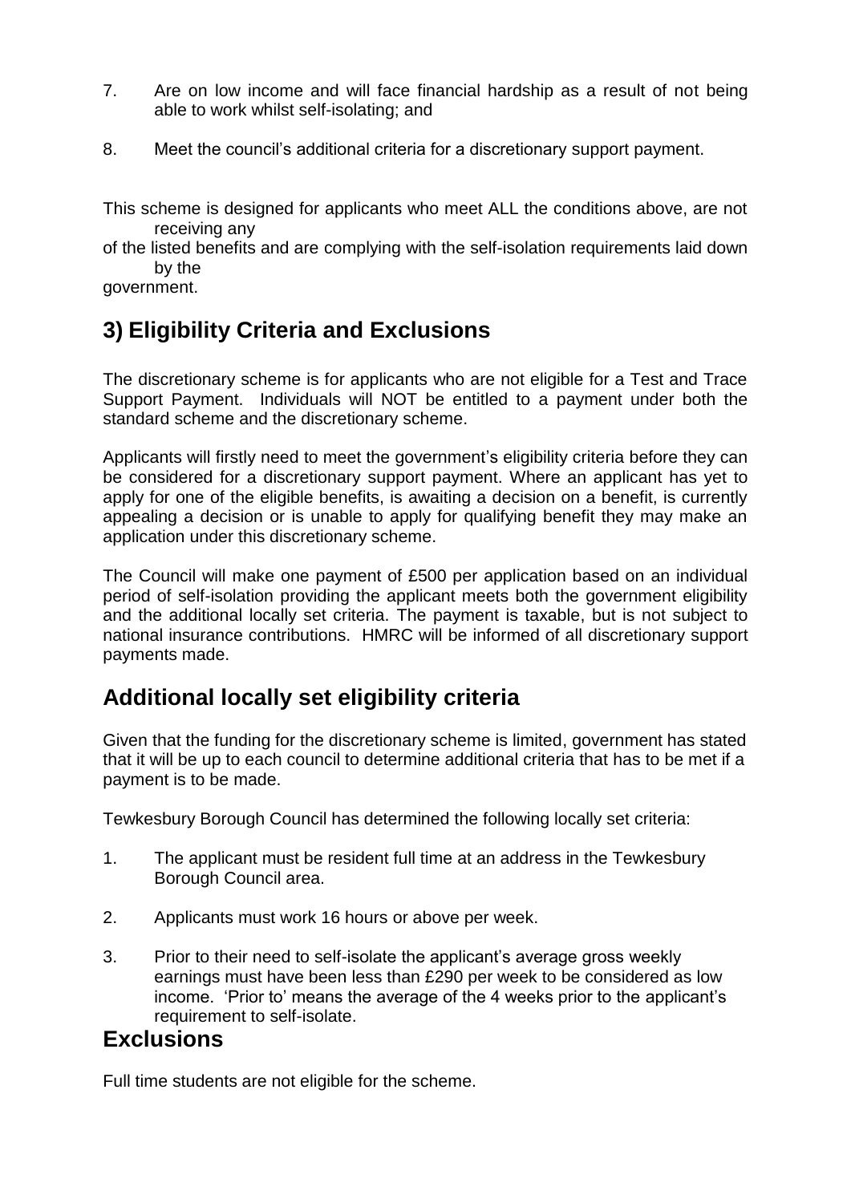7. Are on low income and will face financial hardship as a result of not being able to work whilst self-isolating; and

8. Meet the council's additional criteria for a discretionary support payment.

This scheme is designed for applicants who meet ALL the conditions above, are not receiving any of the listed benefits and are complying with the self-isolation requirements laid down by the government.

## 3) Eligibility Criteria and Exclusions

The discretionary scheme is for applicants who are not eligible for a Test and Trace Support Payment. Individuals will NOT be entitled to a payment under both the standard scheme and the discretionary scheme.

Applicants will firstly need to meet the government's eligibility criteria before they can be considered for a discretionary support payment. Where an applicant has yet to apply for one of the eligible benefits, is awaiting a decision on a benefit, is currently appealing a decision or is unable to apply for qualifying benefit they may make an application under this discretionary scheme.

The Council will make one payment of £500 per application based on an individual period of self-isolation providing the applicant meets both the government eligibility and the additional locally set criteria. The payment is taxable, but is not subject to national insurance contributions. HMRC will be informed of all discretionary support payments made.

## Additional locally set eligibility criteria

Given that the funding for the discretionary scheme is limited, government has stated that it will be up to each council to determine additional criteria that has to be met if a payment is to be made.

Tewkesbury Borough Council has determined the following locally set criteria:

1. The applicant must be resident full time at an address in the Tewkesbury Borough Council area.

2. Applicants must work 16 hours or above per week.

3. Prior to their need to self-isolate the applicant's average gross weekly earnings must have been less than £290 per week to be considered as low income. 'Prior to' means the average of the 4 weeks prior to the applicant's requirement to self-isolate.

## Exclusions

Full time students are not eligible for the scheme.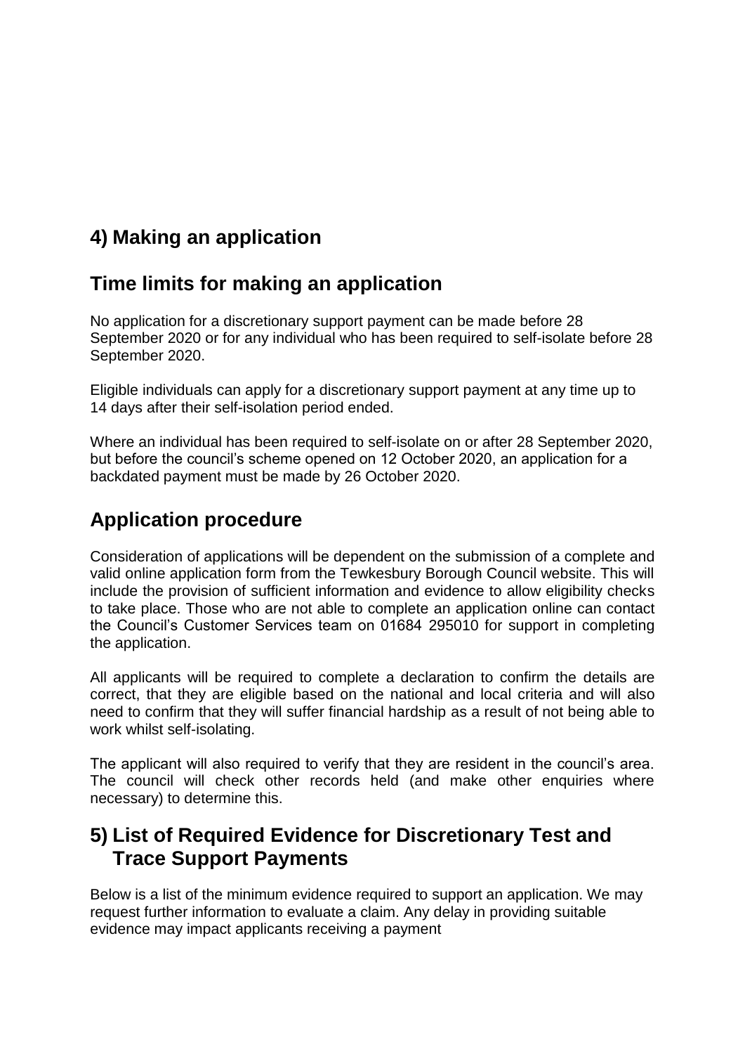## 4) Making an application

## Time limits for making an application

No application for a discretionary support payment can be made before 28 September 2020 or for any individual who has been required to self-isolate before 28 September 2020.

Eligible individuals can apply for a discretionary support payment at any time up to 14 days after their self-isolation period ended.

Where an individual has been required to self-isolate on or after 28 September 2020, but before the council's scheme opened on 12 October 2020, an application for a backdated payment must be made by 26 October 2020.

## Application procedure

Consideration of applications will be dependent on the submission of a complete and valid online application form from the Tewkesbury Borough Council website. This will include the provision of sufficient information and evidence to allow eligibility checks to take place. Those who are not able to complete an application online can contact the Council's Customer Services team on 01684 295010 for support in completing the application.

All applicants will be required to complete a declaration to confirm the details are correct, that they are eligible based on the national and local criteria and will also need to confirm that they will suffer financial hardship as a result of not being able to work whilst self-isolating.

The applicant will also required to verify that they are resident in the council's area. The council will check other records held (and make other enquiries where necessary) to determine this.

## 5) List of Required Evidence for Discretionary Test and Trace Support Payments

Below is a list of the minimum evidence required to support an application. We may request further information to evaluate a claim. Any delay in providing suitable evidence may impact applicants receiving a payment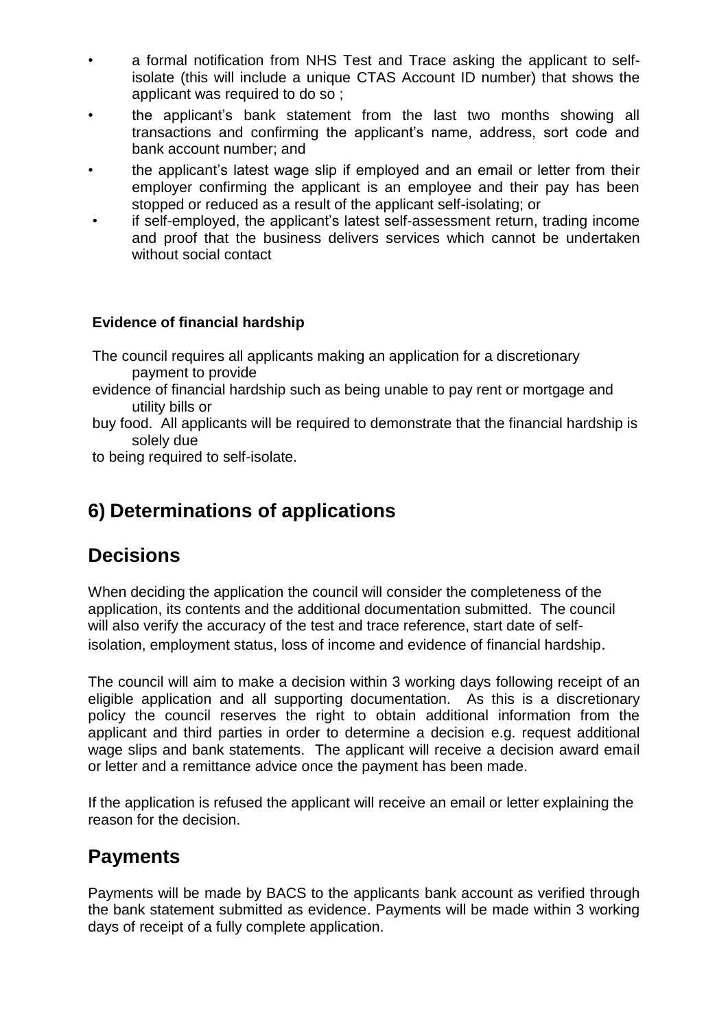- a formal notification from NHS Test and Trace asking the applicant to self-isolate (this will include a unique CTAS Account ID number) that shows the applicant was required to do so ;
- the applicant's bank statement from the last two months showing all transactions and confirming the applicant's name, address, sort code and bank account number; and
- the applicant's latest wage slip if employed and an email or letter from their employer confirming the applicant is an employee and their pay has been stopped or reduced as a result of the applicant self-isolating; or
- if self-employed, the applicant's latest self-assessment return, trading income and proof that the business delivers services which cannot be undertaken without social contact

**Evidence of financial hardship**

The council requires all applicants making an application for a discretionary payment to provide evidence of financial hardship such as being unable to pay rent or mortgage and utility bills or buy food. All applicants will be required to demonstrate that the financial hardship is solely due to being required to self-isolate.

# 6) Determinations of applications

## Decisions

When deciding the application the council will consider the completeness of the application, its contents and the additional documentation submitted. The council will also verify the accuracy of the test and trace reference, start date of self-isolation, employment status, loss of income and evidence of financial hardship.

The council will aim to make a decision within 3 working days following receipt of an eligible application and all supporting documentation. As this is a discretionary policy the council reserves the right to obtain additional information from the applicant and third parties in order to determine a decision e.g. request additional wage slips and bank statements. The applicant will receive a decision award email or letter and a remittance advice once the payment has been made.

If the application is refused the applicant will receive an email or letter explaining the reason for the decision.

## Payments

Payments will be made by BACS to the applicants bank account as verified through the bank statement submitted as evidence. Payments will be made within 3 working days of receipt of a fully complete application.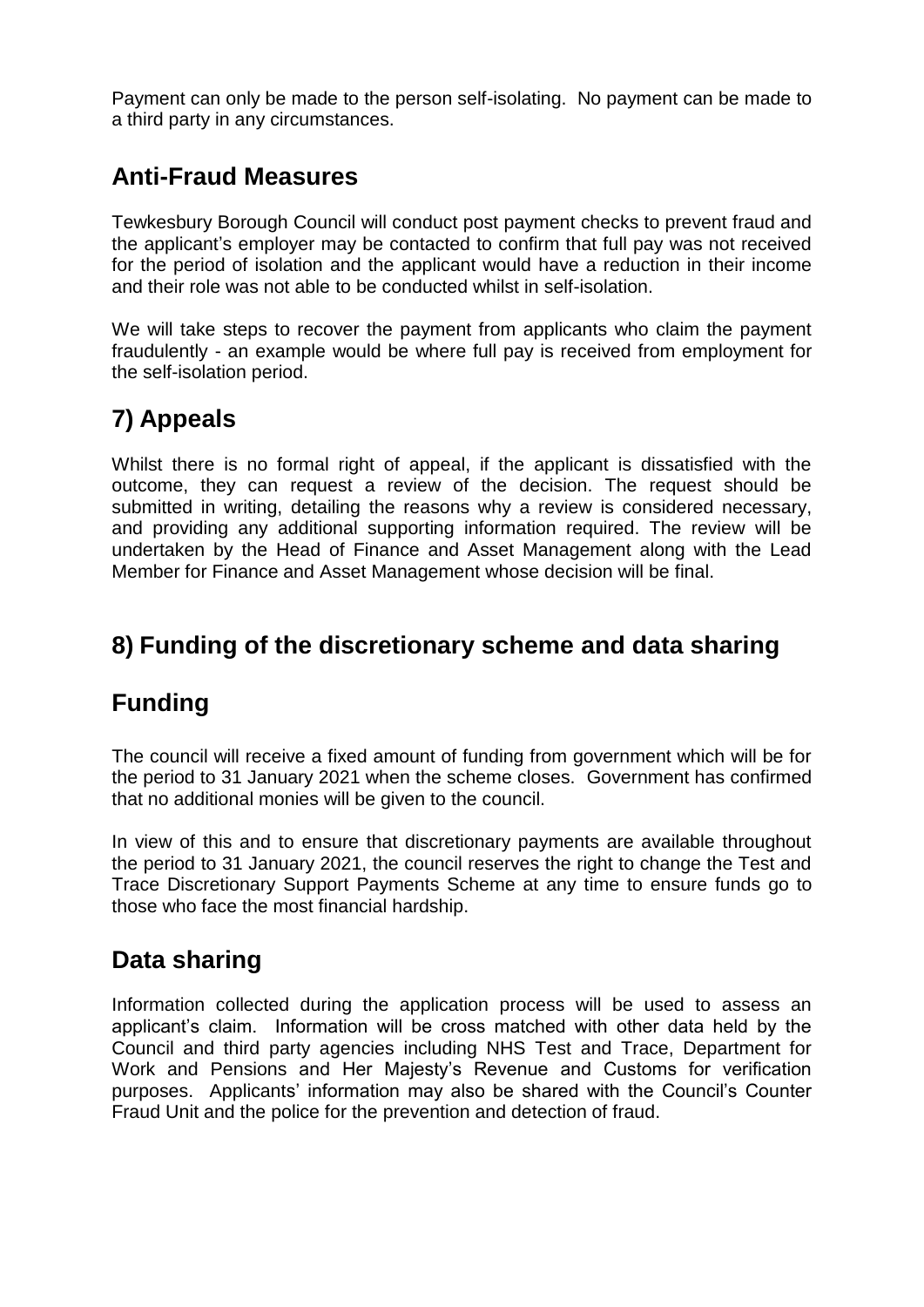Payment can only be made to the person self-isolating. No payment can be made to a third party in any circumstances.

## Anti-Fraud Measures

Tewkesbury Borough Council will conduct post payment checks to prevent fraud and the applicant's employer may be contacted to confirm that full pay was not received for the period of isolation and the applicant would have a reduction in their income and their role was not able to be conducted whilst in self-isolation.

We will take steps to recover the payment from applicants who claim the payment fraudulently - an example would be where full pay is received from employment for the self-isolation period.

## 7) Appeals

Whilst there is no formal right of appeal, if the applicant is dissatisfied with the outcome, they can request a review of the decision. The request should be submitted in writing, detailing the reasons why a review is considered necessary, and providing any additional supporting information required. The review will be undertaken by the Head of Finance and Asset Management along with the Lead Member for Finance and Asset Management whose decision will be final.

## 8) Funding of the discretionary scheme and data sharing

## Funding

The council will receive a fixed amount of funding from government which will be for the period to 31 January 2021 when the scheme closes. Government has confirmed that no additional monies will be given to the council.

In view of this and to ensure that discretionary payments are available throughout the period to 31 January 2021, the council reserves the right to change the Test and Trace Discretionary Support Payments Scheme at any time to ensure funds go to those who face the most financial hardship.

## Data sharing

Information collected during the application process will be used to assess an applicant's claim. Information will be cross matched with other data held by the Council and third party agencies including NHS Test and Trace, Department for Work and Pensions and Her Majesty's Revenue and Customs for verification purposes. Applicants' information may also be shared with the Council's Counter Fraud Unit and the police for the prevention and detection of fraud.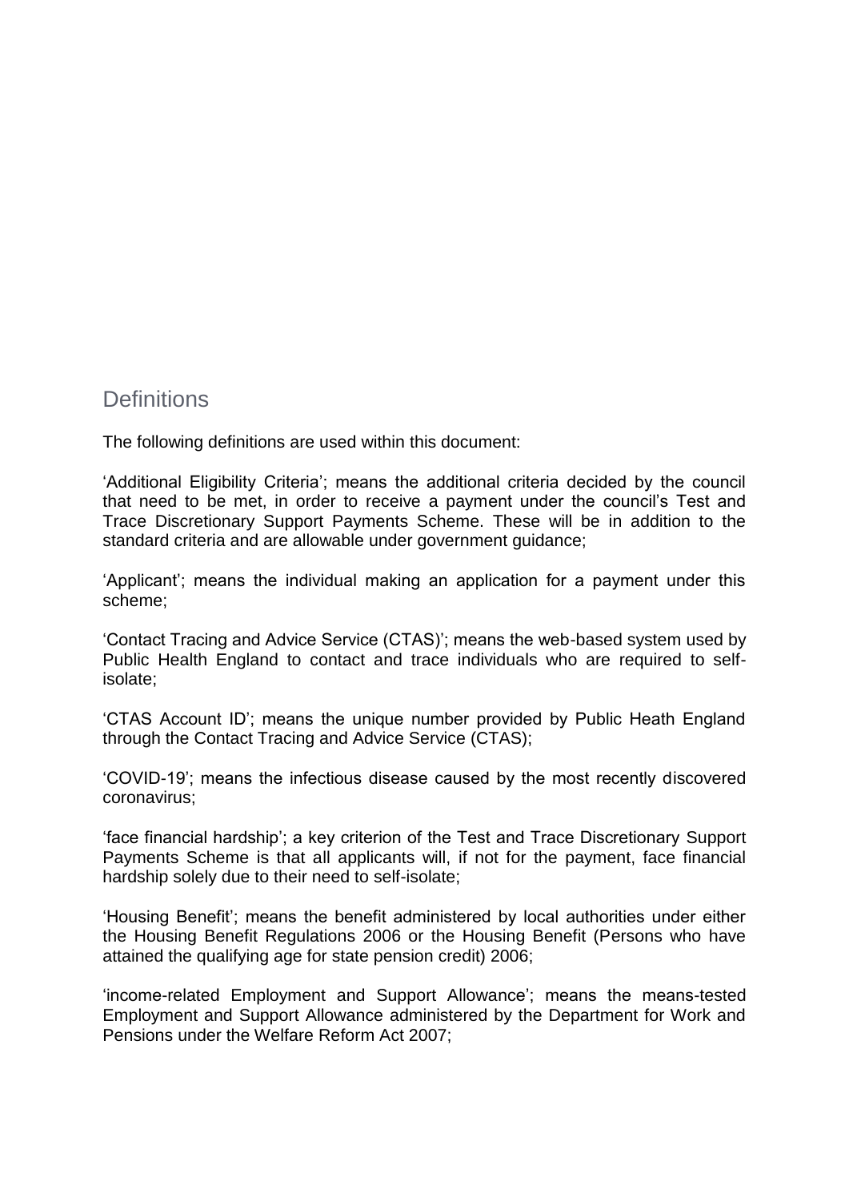## Definitions

The following definitions are used within this document:

'Additional Eligibility Criteria'; means the additional criteria decided by the council that need to be met, in order to receive a payment under the council's Test and Trace Discretionary Support Payments Scheme. These will be in addition to the standard criteria and are allowable under government guidance;

'Applicant'; means the individual making an application for a payment under this scheme;

'Contact Tracing and Advice Service (CTAS)'; means the web-based system used by Public Health England to contact and trace individuals who are required to self-isolate;

'CTAS Account ID'; means the unique number provided by Public Heath England through the Contact Tracing and Advice Service (CTAS);

'COVID-19'; means the infectious disease caused by the most recently discovered coronavirus;

'face financial hardship'; a key criterion of the Test and Trace Discretionary Support Payments Scheme is that all applicants will, if not for the payment, face financial hardship solely due to their need to self-isolate;

'Housing Benefit'; means the benefit administered by local authorities under either the Housing Benefit Regulations 2006 or the Housing Benefit (Persons who have attained the qualifying age for state pension credit) 2006;

'income-related Employment and Support Allowance'; means the means-tested Employment and Support Allowance administered by the Department for Work and Pensions under the Welfare Reform Act 2007;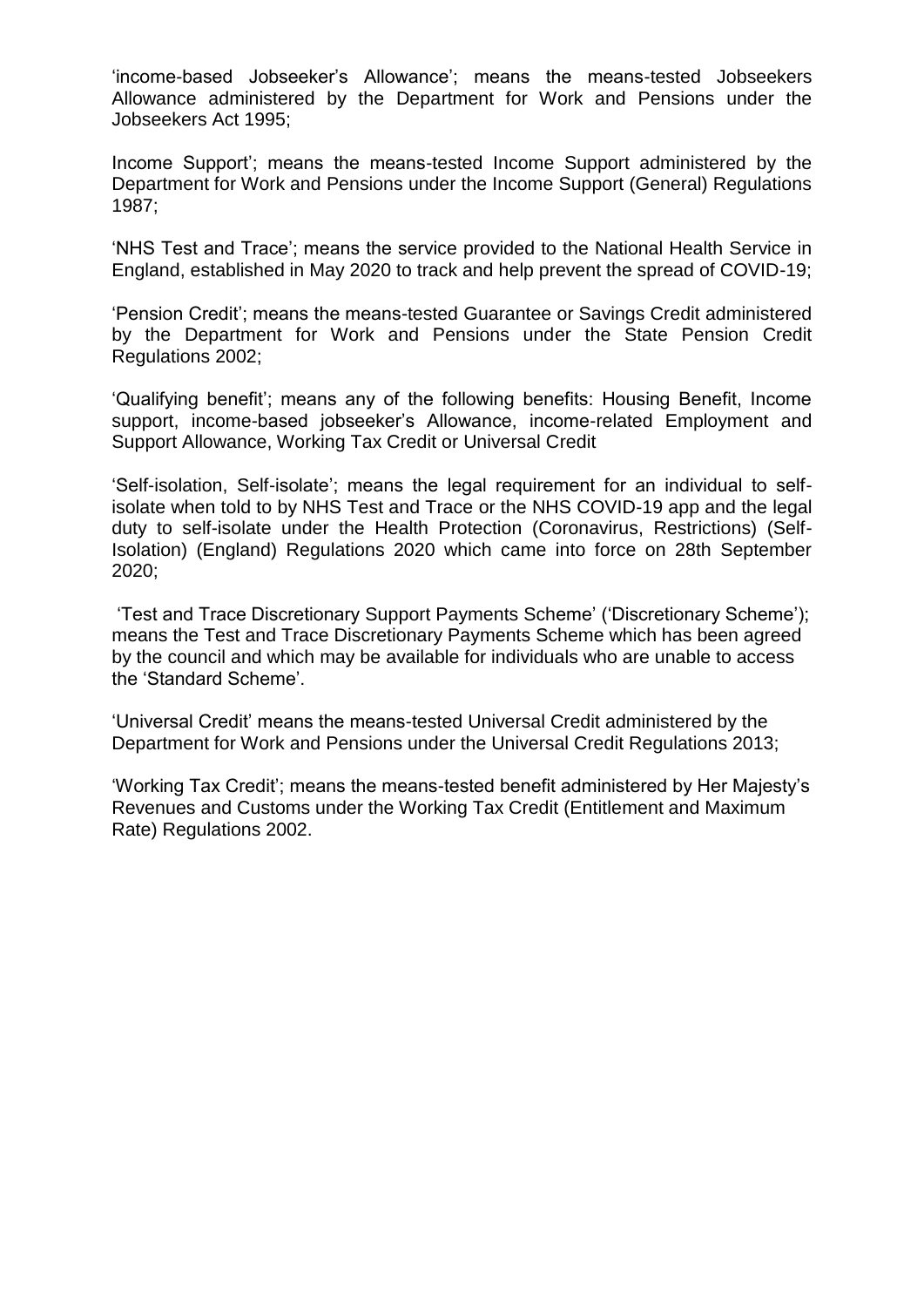'income-based Jobseeker's Allowance'; means the means-tested Jobseekers Allowance administered by the Department for Work and Pensions under the Jobseekers Act 1995;

Income Support'; means the means-tested Income Support administered by the Department for Work and Pensions under the Income Support (General) Regulations 1987;

'NHS Test and Trace'; means the service provided to the National Health Service in England, established in May 2020 to track and help prevent the spread of COVID-19;

'Pension Credit'; means the means-tested Guarantee or Savings Credit administered by the Department for Work and Pensions under the State Pension Credit Regulations 2002;

'Qualifying benefit'; means any of the following benefits: Housing Benefit, Income support, income-based jobseeker's Allowance, income-related Employment and Support Allowance, Working Tax Credit or Universal Credit

'Self-isolation, Self-isolate'; means the legal requirement for an individual to self-isolate when told to by NHS Test and Trace or the NHS COVID-19 app and the legal duty to self-isolate under the Health Protection (Coronavirus, Restrictions) (Self-Isolation) (England) Regulations 2020 which came into force on 28th September 2020;

'Test and Trace Discretionary Support Payments Scheme' ('Discretionary Scheme'); means the Test and Trace Discretionary Payments Scheme which has been agreed by the council and which may be available for individuals who are unable to access the 'Standard Scheme'.

'Universal Credit' means the means-tested Universal Credit administered by the Department for Work and Pensions under the Universal Credit Regulations 2013;

'Working Tax Credit'; means the means-tested benefit administered by Her Majesty's Revenues and Customs under the Working Tax Credit (Entitlement and Maximum Rate) Regulations 2002.